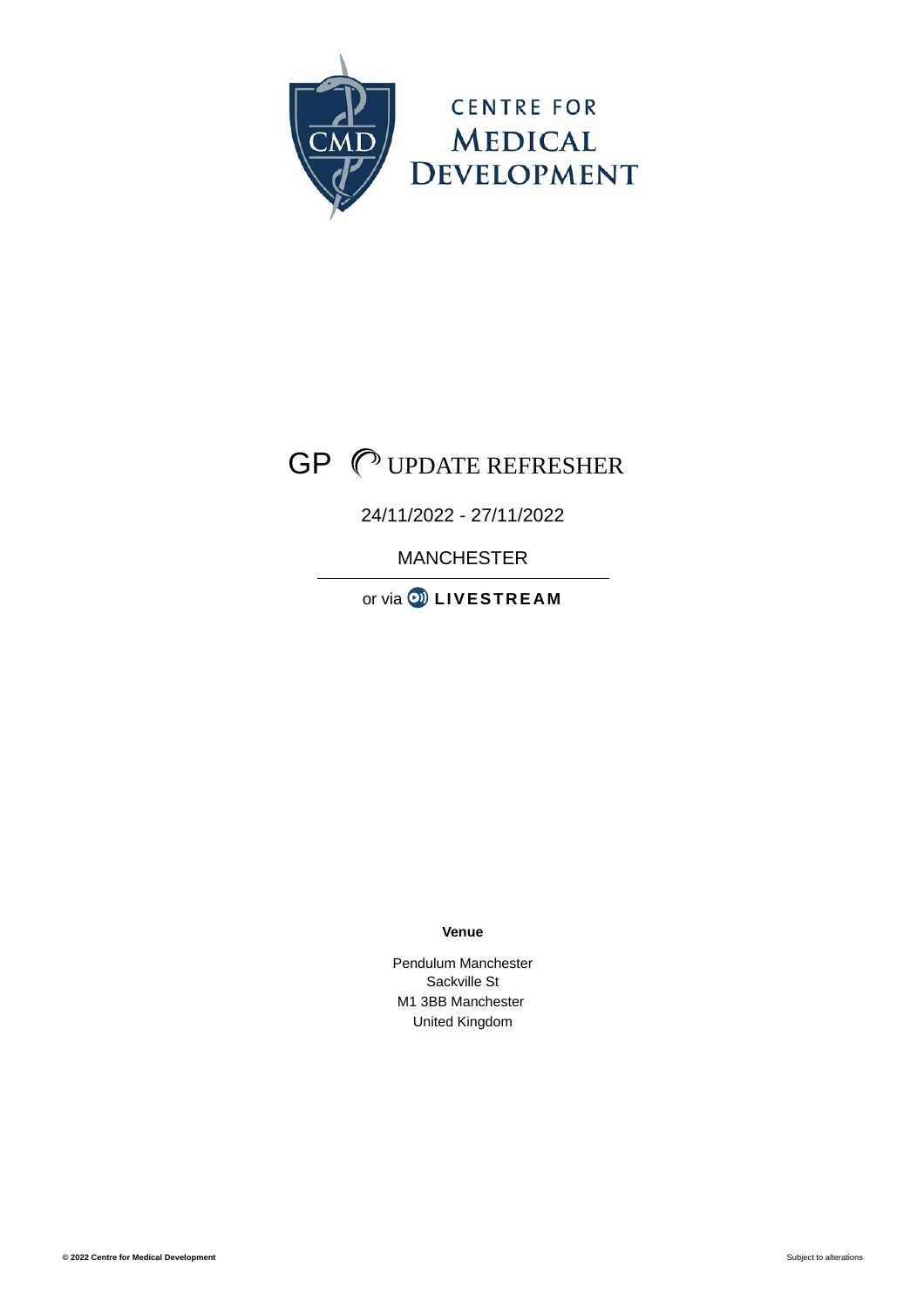CENTRE FOR
MEDICAL
DEVELOPMENT

# GP UPDATE REFRESHER

24/11/2022 - 27/11/2022

MANCHESTER

or via **LIVESTREAM**

**Venue**

Pendulum Manchester
Sackville St
M1 3BB Manchester
United Kingdom

**© 2022 Centre for Medical Development**

Subject to alterations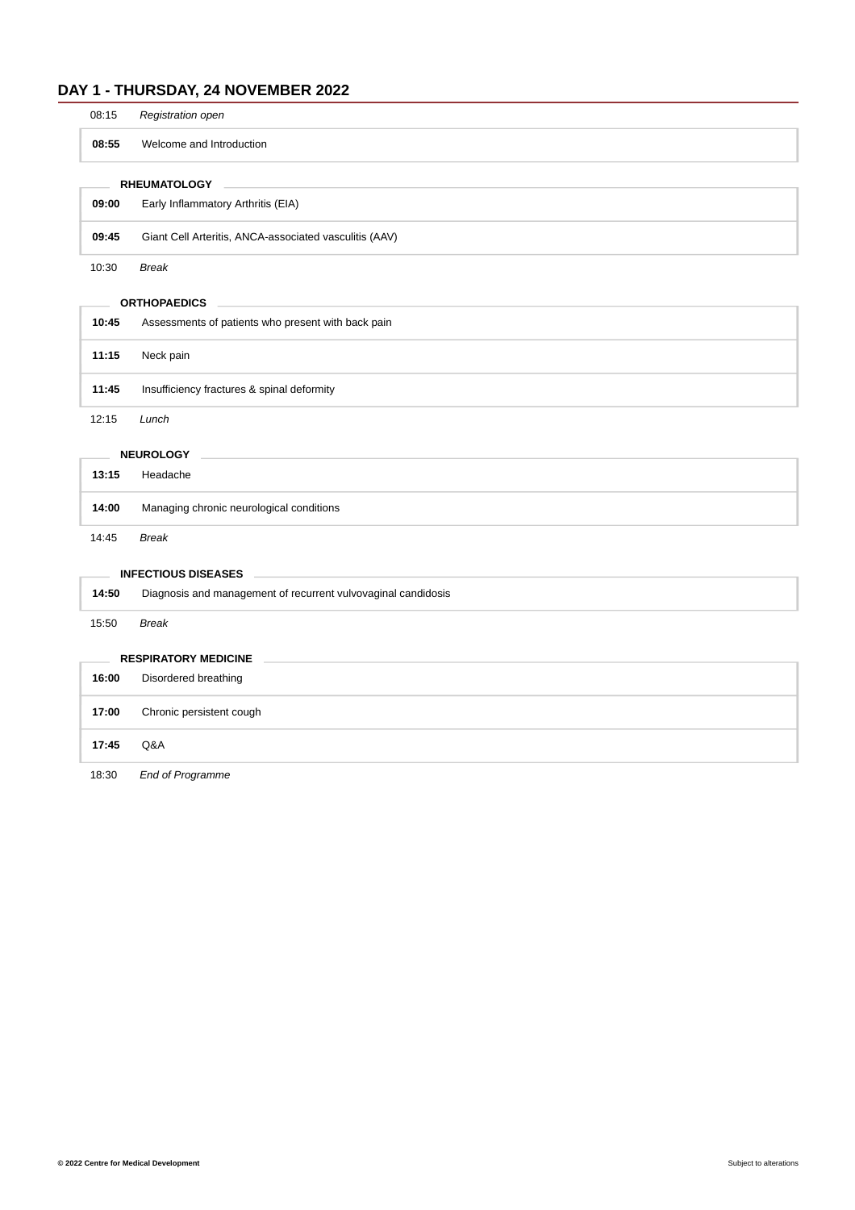## DAY 1 - THURSDAY, 24 NOVEMBER 2022

08:15 *Registration open*

**08:55** Welcome and Introduction

### RHEUMATOLOGY

**09:00** Early Inflammatory Arthritis (EIA)

**09:45** Giant Cell Arteritis, ANCA-associated vasculitis (AAV)

10:30 *Break*

### ORTHOPAEDICS

**10:45** Assessments of patients who present with back pain

**11:15** Neck pain

**11:45** Insufficiency fractures & spinal deformity

12:15 *Lunch*

### NEUROLOGY

**13:15** Headache

**14:00** Managing chronic neurological conditions

14:45 *Break*

### INFECTIOUS DISEASES

**14:50** Diagnosis and management of recurrent vulvovaginal candidosis

15:50 *Break*

### RESPIRATORY MEDICINE

**16:00** Disordered breathing

**17:00** Chronic persistent cough

**17:45** Q&A

18:30 *End of Programme*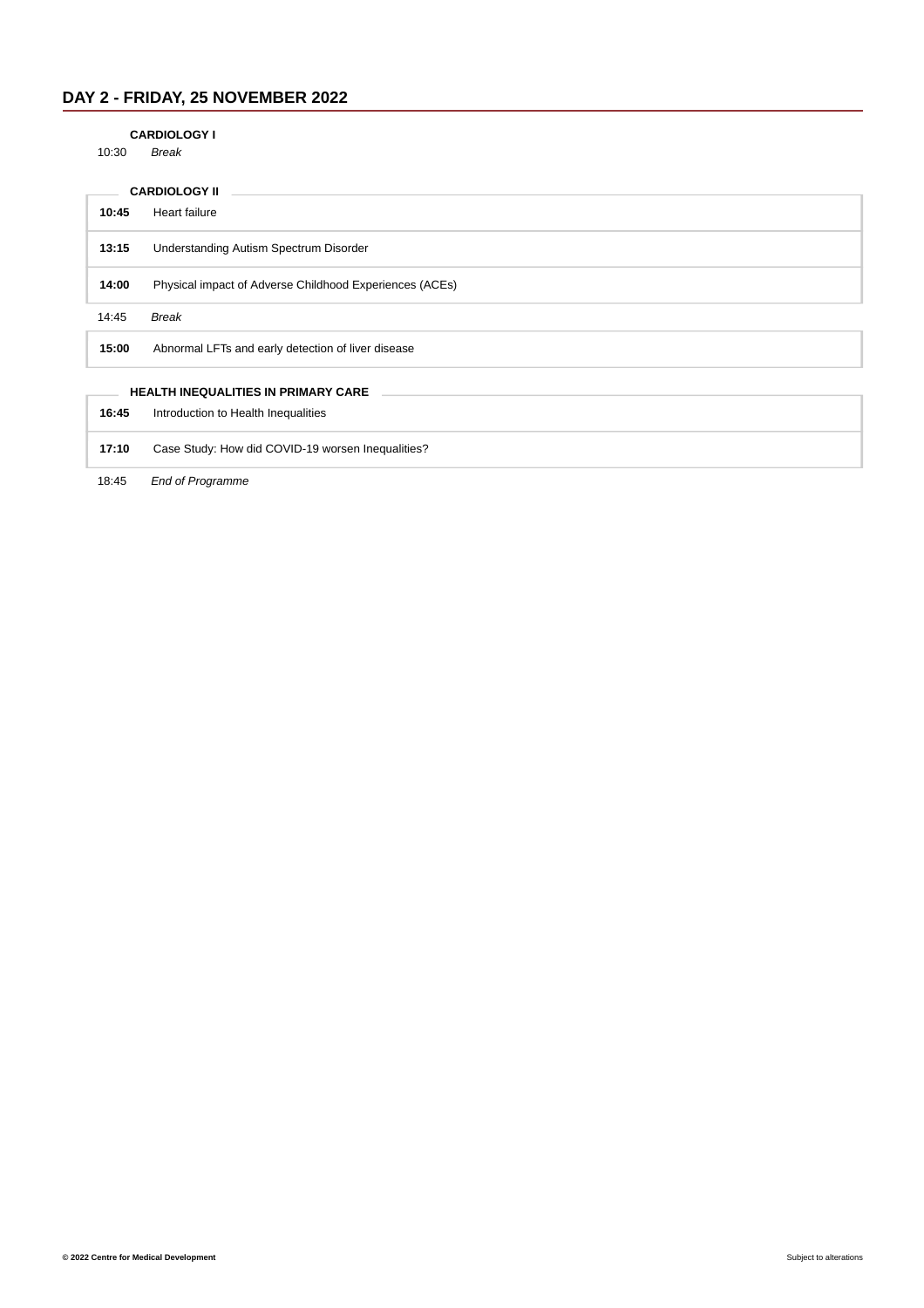## DAY 2 - FRIDAY, 25 NOVEMBER 2022

**CARDIOLOGY I**

10:30 *Break*

**CARDIOLOGY II**

| | |
|---|---|
| **10:45** | Heart failure |
| **13:15** | Understanding Autism Spectrum Disorder |
| **14:00** | Physical impact of Adverse Childhood Experiences (ACEs) |

14:45 *Break*

| | |
|---|---|
| **15:00** | Abnormal LFTs and early detection of liver disease |

**HEALTH INEQUALITIES IN PRIMARY CARE**

| | |
|---|---|
| **16:45** | Introduction to Health Inequalities |
| **17:10** | Case Study: How did COVID-19 worsen Inequalities? |

18:45 *End of Programme*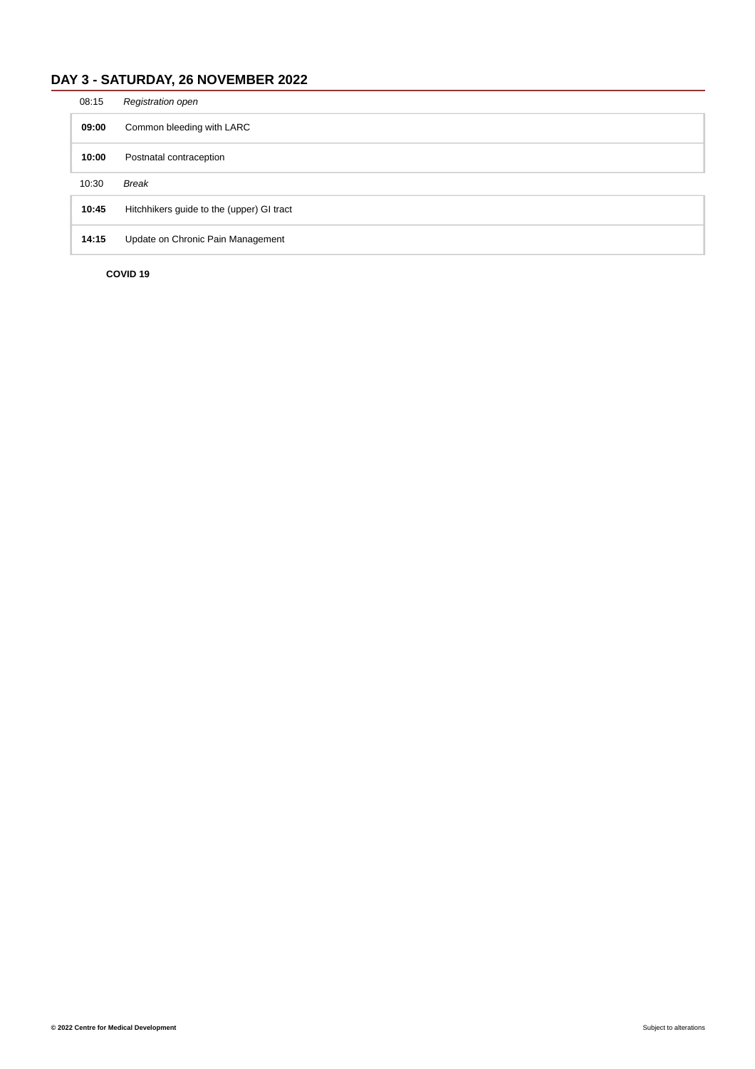## DAY 3 - SATURDAY, 26 NOVEMBER 2022

| Time | Session |
|---|---|
| 08:15 | *Registration open* |
| **09:00** | Common bleeding with LARC |
| **10:00** | Postnatal contraception |
| 10:30 | *Break* |
| **10:45** | Hitchhikers guide to the (upper) GI tract |
| **14:15** | Update on Chronic Pain Management |

**COVID 19**

**© 2022 Centre for Medical Development**

Subject to alterations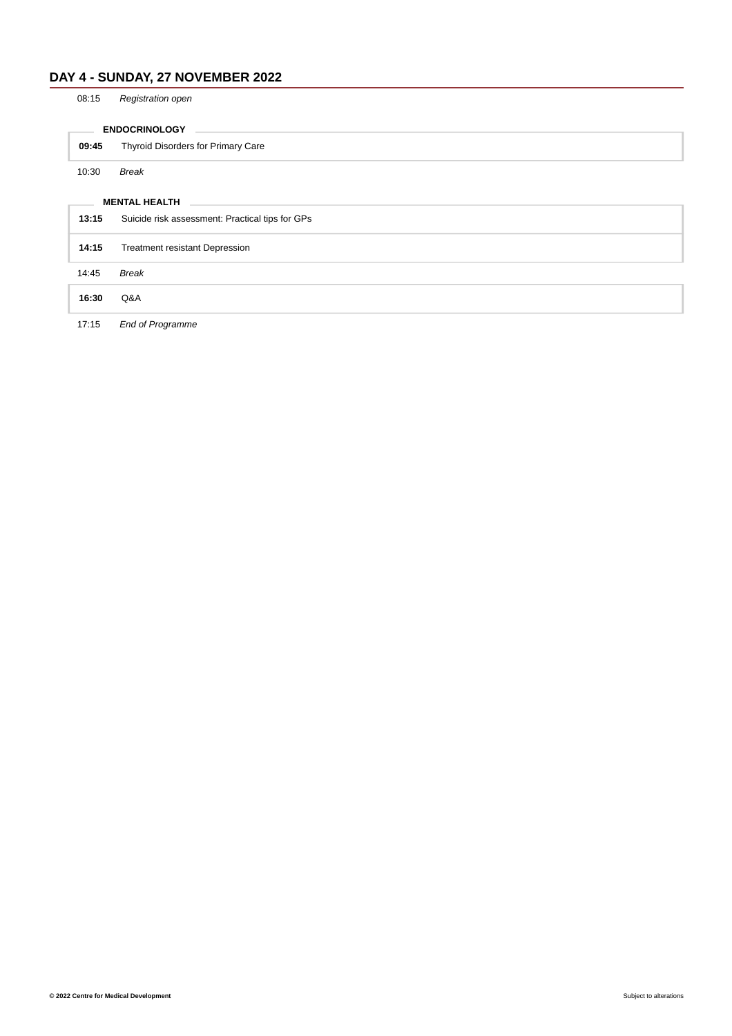## DAY 4 - SUNDAY, 27 NOVEMBER 2022

08:15 *Registration open*

**ENDOCRINOLOGY**

**09:45** Thyroid Disorders for Primary Care

10:30 *Break*

**MENTAL HEALTH**

**13:15** Suicide risk assessment: Practical tips for GPs

**14:15** Treatment resistant Depression

14:45 *Break*

**16:30** Q&A

17:15 *End of Programme*

**© 2022 Centre for Medical Development**

Subject to alterations